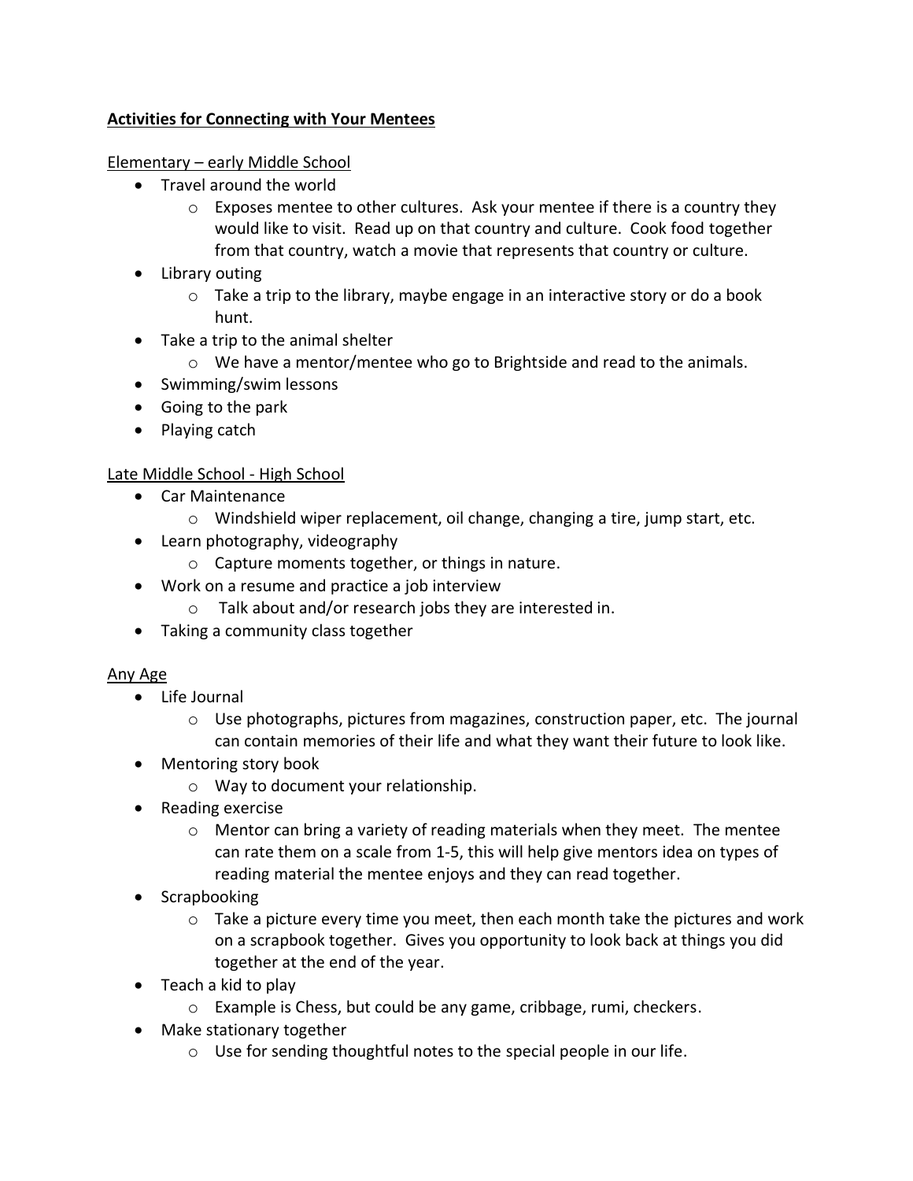**Activities for Connecting with Your Mentees**

Elementary – early Middle School

- Travel around the world
  - Exposes mentee to other cultures. Ask your mentee if there is a country they would like to visit. Read up on that country and culture. Cook food together from that country, watch a movie that represents that country or culture.
- Library outing
  - Take a trip to the library, maybe engage in an interactive story or do a book hunt.
- Take a trip to the animal shelter
  - We have a mentor/mentee who go to Brightside and read to the animals.
- Swimming/swim lessons
- Going to the park
- Playing catch

Late Middle School - High School

- Car Maintenance
  - Windshield wiper replacement, oil change, changing a tire, jump start, etc.
- Learn photography, videography
  - Capture moments together, or things in nature.
- Work on a resume and practice a job interview
  - Talk about and/or research jobs they are interested in.
- Taking a community class together

Any Age

- Life Journal
  - Use photographs, pictures from magazines, construction paper, etc. The journal can contain memories of their life and what they want their future to look like.
- Mentoring story book
  - Way to document your relationship.
- Reading exercise
  - Mentor can bring a variety of reading materials when they meet. The mentee can rate them on a scale from 1-5, this will help give mentors idea on types of reading material the mentee enjoys and they can read together.
- Scrapbooking
  - Take a picture every time you meet, then each month take the pictures and work on a scrapbook together. Gives you opportunity to look back at things you did together at the end of the year.
- Teach a kid to play
  - Example is Chess, but could be any game, cribbage, rumi, checkers.
- Make stationary together
  - Use for sending thoughtful notes to the special people in our life.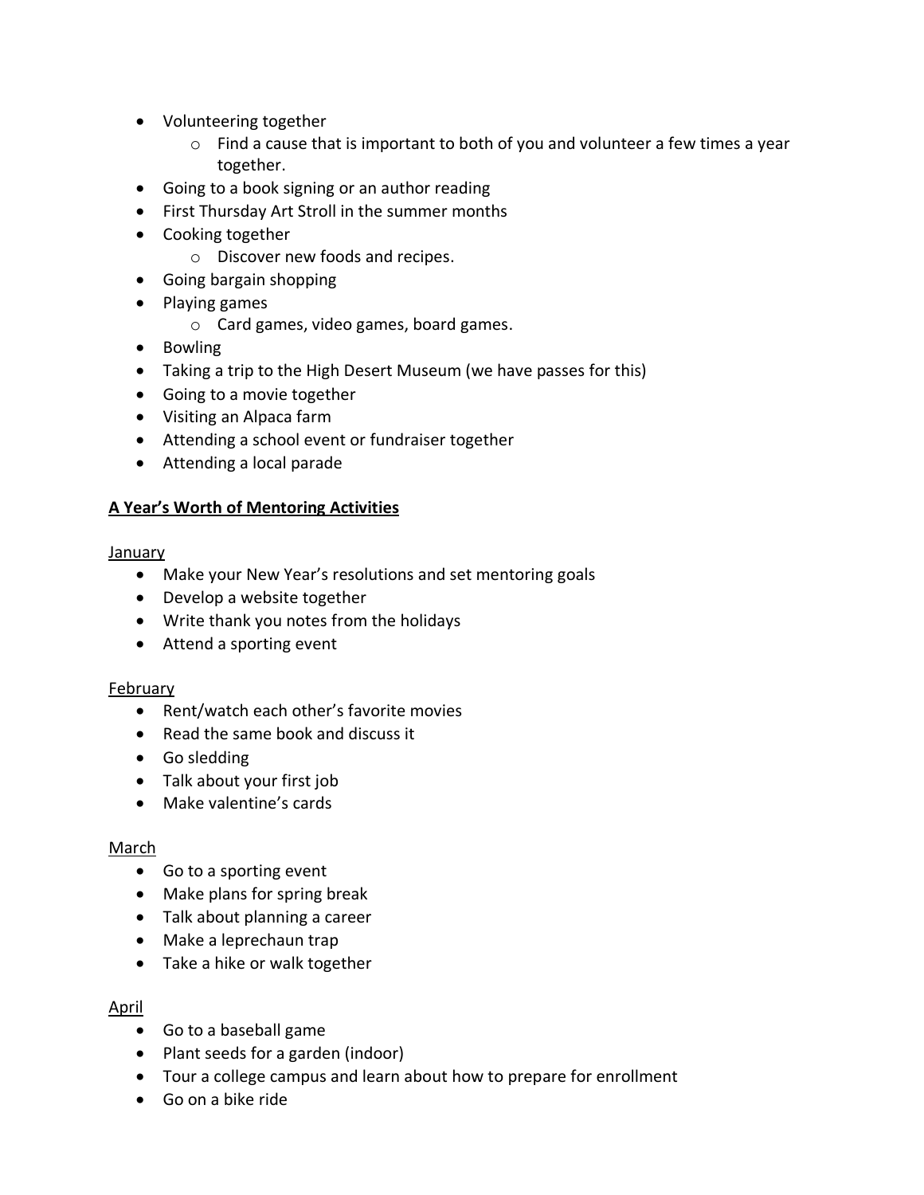- Volunteering together
  - Find a cause that is important to both of you and volunteer a few times a year together.
- Going to a book signing or an author reading
- First Thursday Art Stroll in the summer months
- Cooking together
  - Discover new foods and recipes.
- Going bargain shopping
- Playing games
  - Card games, video games, board games.
- Bowling
- Taking a trip to the High Desert Museum (we have passes for this)
- Going to a movie together
- Visiting an Alpaca farm
- Attending a school event or fundraiser together
- Attending a local parade

## A Year's Worth of Mentoring Activities

### January

- Make your New Year's resolutions and set mentoring goals
- Develop a website together
- Write thank you notes from the holidays
- Attend a sporting event

### February

- Rent/watch each other's favorite movies
- Read the same book and discuss it
- Go sledding
- Talk about your first job
- Make valentine's cards

### March

- Go to a sporting event
- Make plans for spring break
- Talk about planning a career
- Make a leprechaun trap
- Take a hike or walk together

### April

- Go to a baseball game
- Plant seeds for a garden (indoor)
- Tour a college campus and learn about how to prepare for enrollment
- Go on a bike ride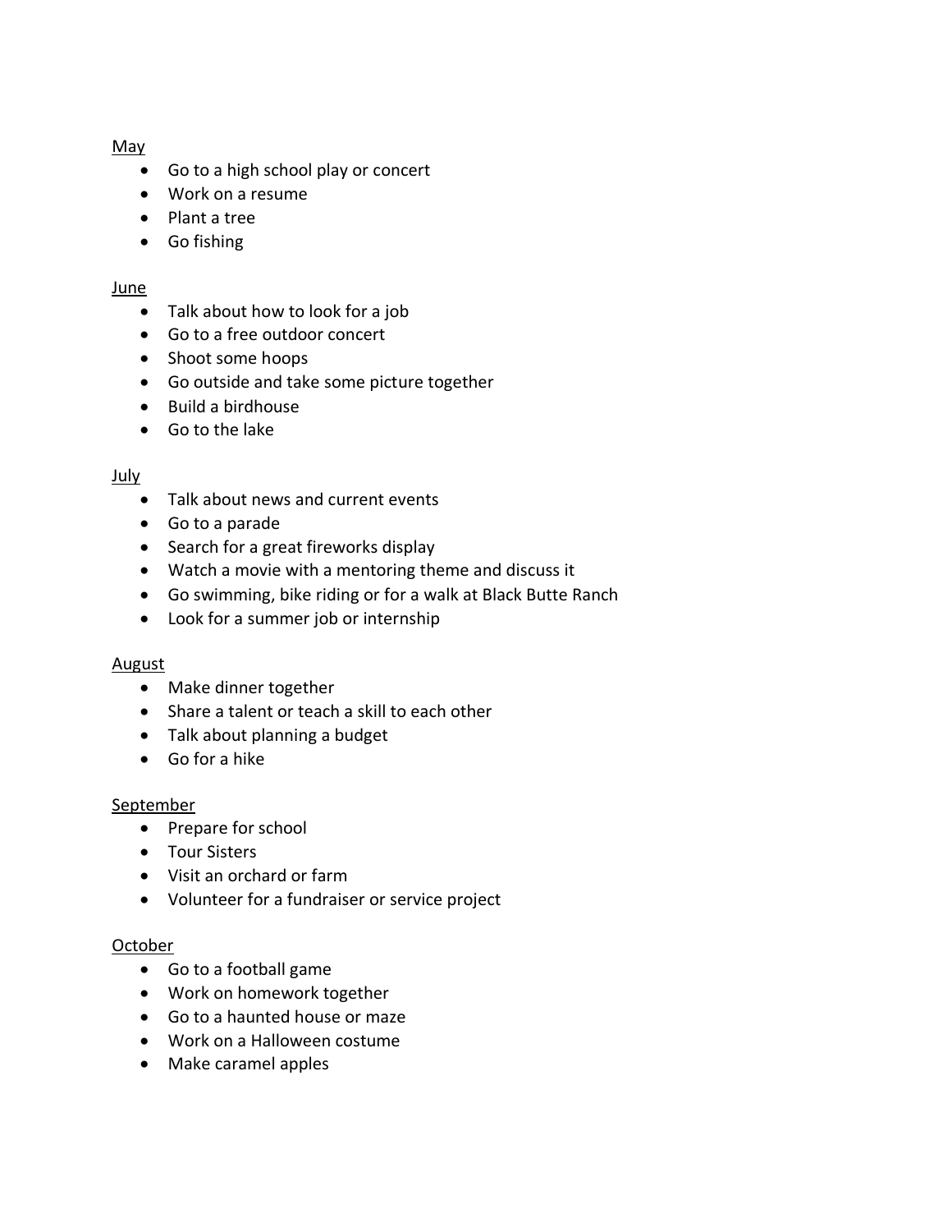<u>May</u>

- Go to a high school play or concert
- Work on a resume
- Plant a tree
- Go fishing

<u>June</u>

- Talk about how to look for a job
- Go to a free outdoor concert
- Shoot some hoops
- Go outside and take some picture together
- Build a birdhouse
- Go to the lake

<u>July</u>

- Talk about news and current events
- Go to a parade
- Search for a great fireworks display
- Watch a movie with a mentoring theme and discuss it
- Go swimming, bike riding or for a walk at Black Butte Ranch
- Look for a summer job or internship

<u>August</u>

- Make dinner together
- Share a talent or teach a skill to each other
- Talk about planning a budget
- Go for a hike

<u>September</u>

- Prepare for school
- Tour Sisters
- Visit an orchard or farm
- Volunteer for a fundraiser or service project

<u>October</u>

- Go to a football game
- Work on homework together
- Go to a haunted house or maze
- Work on a Halloween costume
- Make caramel apples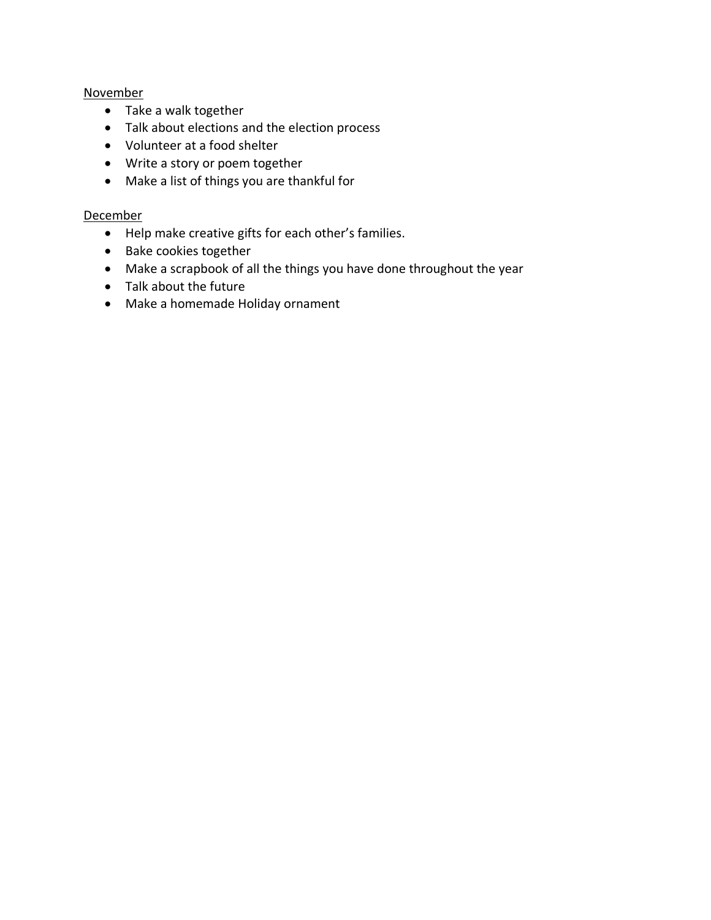November

- Take a walk together
- Talk about elections and the election process
- Volunteer at a food shelter
- Write a story or poem together
- Make a list of things you are thankful for

December

- Help make creative gifts for each other's families.
- Bake cookies together
- Make a scrapbook of all the things you have done throughout the year
- Talk about the future
- Make a homemade Holiday ornament